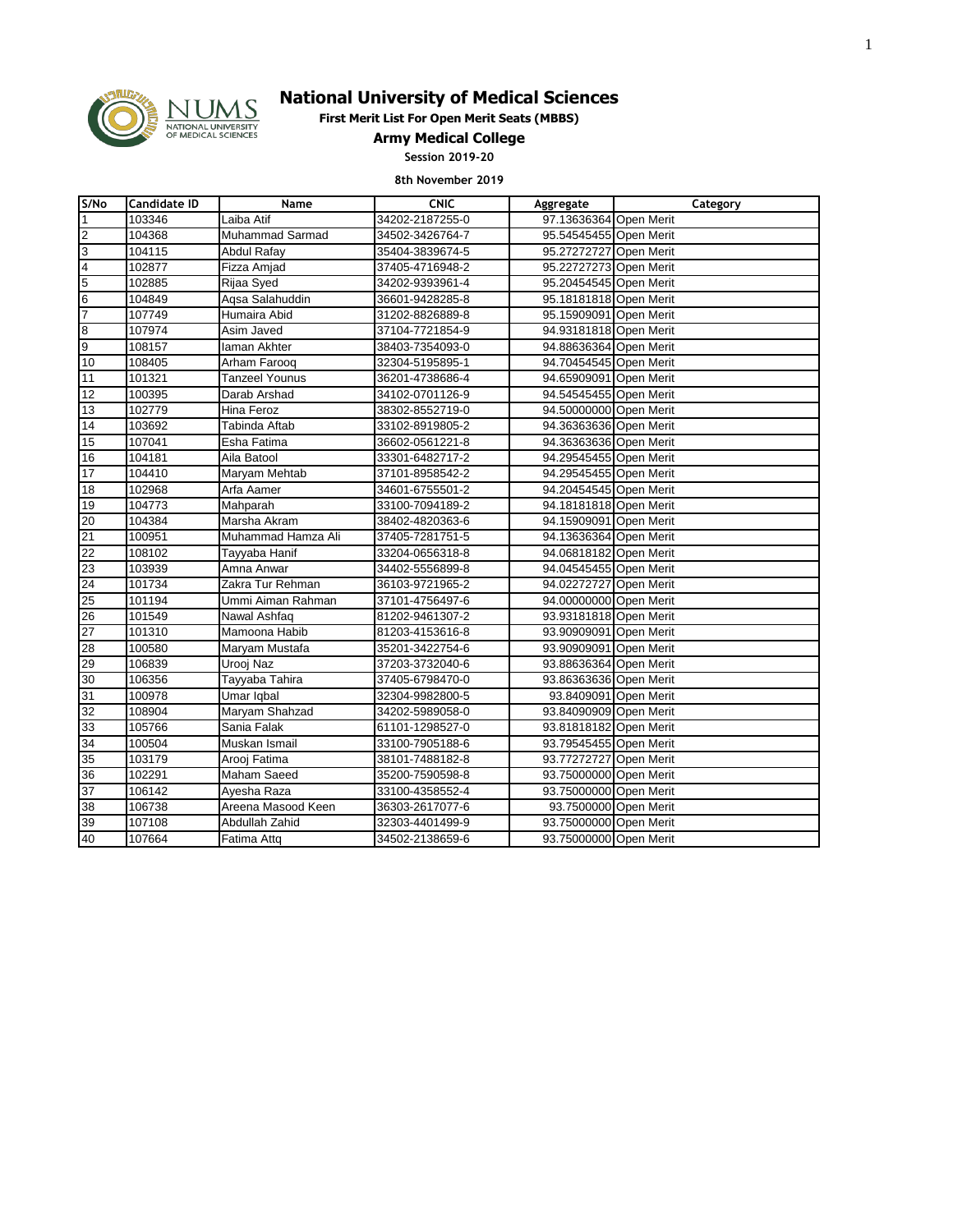# National University of Medical Sciences

**First Merit List For Open Merit Seats (MBBS)**

**Army Medical College**

**Session 2019-20**

**8th November 2019**

| S/No | Candidate ID | Name | CNIC | Aggregate | Category |
|---|---|---|---|---|---|
| 1 | 103346 | Laiba Atif | 34202-2187255-0 | 97.13636364 | Open Merit |
| 2 | 104368 | Muhammad Sarmad | 34502-3426764-7 | 95.54545455 | Open Merit |
| 3 | 104115 | Abdul Rafay | 35404-3839674-5 | 95.27272727 | Open Merit |
| 4 | 102877 | Fizza Amjad | 37405-4716948-2 | 95.22727273 | Open Merit |
| 5 | 102885 | Rijaa Syed | 34202-9393961-4 | 95.20454545 | Open Merit |
| 6 | 104849 | Aqsa Salahuddin | 36601-9428285-8 | 95.18181818 | Open Merit |
| 7 | 107749 | Humaira Abid | 31202-8826889-8 | 95.15909091 | Open Merit |
| 8 | 107974 | Asim Javed | 37104-7721854-9 | 94.93181818 | Open Merit |
| 9 | 108157 | Iaman Akhter | 38403-7354093-0 | 94.88636364 | Open Merit |
| 10 | 108405 | Arham Farooq | 32304-5195895-1 | 94.70454545 | Open Merit |
| 11 | 101321 | Tanzeel Younus | 36201-4738686-4 | 94.65909091 | Open Merit |
| 12 | 100395 | Darab Arshad | 34102-0701126-9 | 94.54545455 | Open Merit |
| 13 | 102779 | Hina Feroz | 38302-8552719-0 | 94.50000000 | Open Merit |
| 14 | 103692 | Tabinda Aftab | 33102-8919805-2 | 94.36363636 | Open Merit |
| 15 | 107041 | Esha Fatima | 36602-0561221-8 | 94.36363636 | Open Merit |
| 16 | 104181 | Aila Batool | 33301-6482717-2 | 94.29545455 | Open Merit |
| 17 | 104410 | Maryam Mehtab | 37101-8958542-2 | 94.29545455 | Open Merit |
| 18 | 102968 | Arfa Aamer | 34601-6755501-2 | 94.20454545 | Open Merit |
| 19 | 104773 | Mahparah | 33100-7094189-2 | 94.18181818 | Open Merit |
| 20 | 104384 | Marsha Akram | 38402-4820363-6 | 94.15909091 | Open Merit |
| 21 | 100951 | Muhammad Hamza Ali | 37405-7281751-5 | 94.13636364 | Open Merit |
| 22 | 108102 | Tayyaba Hanif | 33204-0656318-8 | 94.06818182 | Open Merit |
| 23 | 103939 | Amna Anwar | 34402-5556899-8 | 94.04545455 | Open Merit |
| 24 | 101734 | Zakra Tur Rehman | 36103-9721965-2 | 94.02272727 | Open Merit |
| 25 | 101194 | Ummi Aiman Rahman | 37101-4756497-6 | 94.00000000 | Open Merit |
| 26 | 101549 | Nawal Ashfaq | 81202-9461307-2 | 93.93181818 | Open Merit |
| 27 | 101310 | Mamoona Habib | 81203-4153616-8 | 93.90909091 | Open Merit |
| 28 | 100580 | Maryam Mustafa | 35201-3422754-6 | 93.90909091 | Open Merit |
| 29 | 106839 | Urooj Naz | 37203-3732040-6 | 93.88636364 | Open Merit |
| 30 | 106356 | Tayyaba Tahira | 37405-6798470-0 | 93.86363636 | Open Merit |
| 31 | 100978 | Umar Iqbal | 32304-9982800-5 | 93.8409091 | Open Merit |
| 32 | 108904 | Maryam Shahzad | 34202-5989058-0 | 93.84090909 | Open Merit |
| 33 | 105766 | Sania Falak | 61101-1298527-0 | 93.81818182 | Open Merit |
| 34 | 100504 | Muskan Ismail | 33100-7905188-6 | 93.79545455 | Open Merit |
| 35 | 103179 | Arooj Fatima | 38101-7488182-8 | 93.77272727 | Open Merit |
| 36 | 102291 | Maham Saeed | 35200-7590598-8 | 93.75000000 | Open Merit |
| 37 | 106142 | Ayesha Raza | 33100-4358552-4 | 93.75000000 | Open Merit |
| 38 | 106738 | Areena Masood Keen | 36303-2617077-6 | 93.7500000 | Open Merit |
| 39 | 107108 | Abdullah Zahid | 32303-4401499-9 | 93.75000000 | Open Merit |
| 40 | 107664 | Fatima Attq | 34502-2138659-6 | 93.75000000 | Open Merit |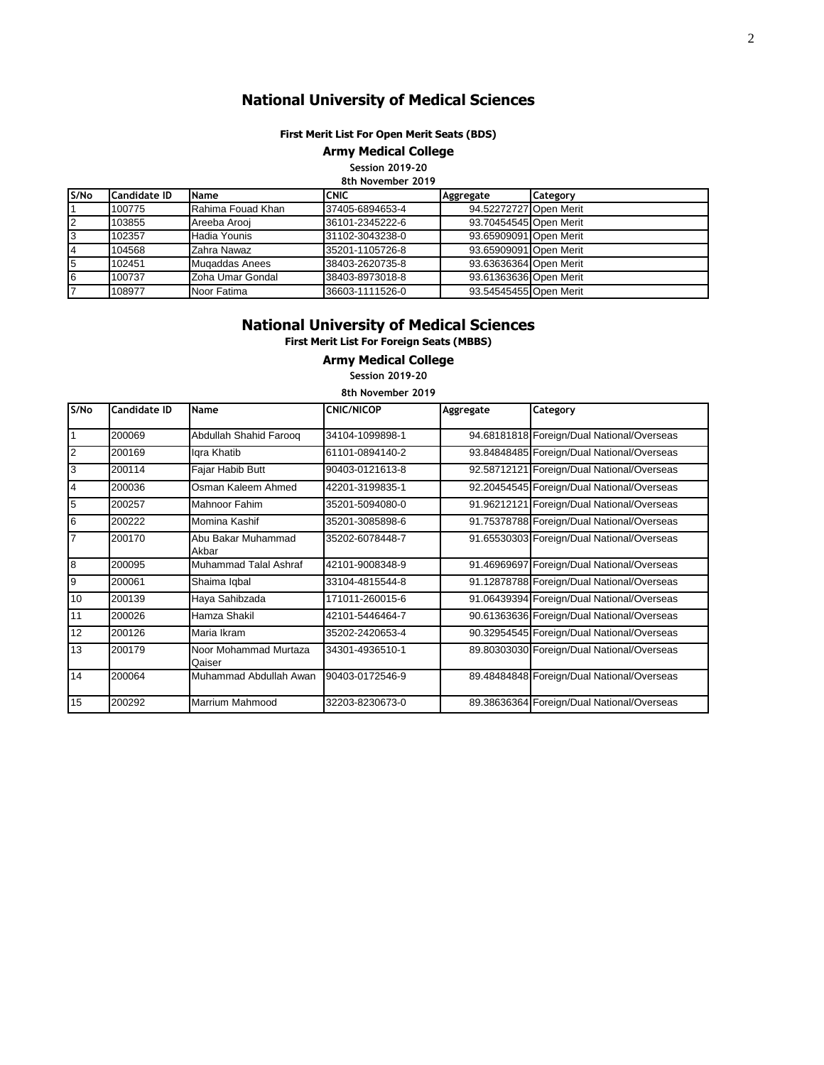# National University of Medical Sciences

#### First Merit List For Open Merit Seats (BDS)

### Army Medical College

**Session 2019-20**

**8th November 2019**

| S/No | Candidate ID | Name | CNIC | Aggregate | Category |
|---|---|---|---|---|---|
| 1 | 100775 | Rahima Fouad Khan | 37405-6894653-4 | 94.52272727 | Open Merit |
| 2 | 103855 | Areeba Arooj | 36101-2345222-6 | 93.70454545 | Open Merit |
| 3 | 102357 | Hadia Younis | 31102-3043238-0 | 93.65909091 | Open Merit |
| 4 | 104568 | Zahra Nawaz | 35201-1105726-8 | 93.65909091 | Open Merit |
| 5 | 102451 | Muqaddas Anees | 38403-2620735-8 | 93.63636364 | Open Merit |
| 6 | 100737 | Zoha Umar Gondal | 38403-8973018-8 | 93.61363636 | Open Merit |
| 7 | 108977 | Noor Fatima | 36603-1111526-0 | 93.54545455 | Open Merit |

# National University of Medical Sciences

#### First Merit List For Foreign Seats (MBBS)

### Army Medical College

**Session 2019-20**

**8th November 2019**

| S/No | Candidate ID | Name | CNIC/NICOP | Aggregate | Category |
|---|---|---|---|---|---|
| 1 | 200069 | Abdullah Shahid Farooq | 34104-1099898-1 | 94.68181818 | Foreign/Dual National/Overseas |
| 2 | 200169 | Iqra Khatib | 61101-0894140-2 | 93.84848485 | Foreign/Dual National/Overseas |
| 3 | 200114 | Fajar Habib Butt | 90403-0121613-8 | 92.58712121 | Foreign/Dual National/Overseas |
| 4 | 200036 | Osman Kaleem Ahmed | 42201-3199835-1 | 92.20454545 | Foreign/Dual National/Overseas |
| 5 | 200257 | Mahnoor Fahim | 35201-5094080-0 | 91.96212121 | Foreign/Dual National/Overseas |
| 6 | 200222 | Momina Kashif | 35201-3085898-6 | 91.75378788 | Foreign/Dual National/Overseas |
| 7 | 200170 | Abu Bakar Muhammad Akbar | 35202-6078448-7 | 91.65530303 | Foreign/Dual National/Overseas |
| 8 | 200095 | Muhammad Talal Ashraf | 42101-9008348-9 | 91.46969697 | Foreign/Dual National/Overseas |
| 9 | 200061 | Shaima Iqbal | 33104-4815544-8 | 91.12878788 | Foreign/Dual National/Overseas |
| 10 | 200139 | Haya Sahibzada | 171011-260015-6 | 91.06439394 | Foreign/Dual National/Overseas |
| 11 | 200026 | Hamza Shakil | 42101-5446464-7 | 90.61363636 | Foreign/Dual National/Overseas |
| 12 | 200126 | Maria Ikram | 35202-2420653-4 | 90.32954545 | Foreign/Dual National/Overseas |
| 13 | 200179 | Noor Mohammad Murtaza Qaiser | 34301-4936510-1 | 89.80303030 | Foreign/Dual National/Overseas |
| 14 | 200064 | Muhammad Abdullah Awan | 90403-0172546-9 | 89.48484848 | Foreign/Dual National/Overseas |
| 15 | 200292 | Marrium Mahmood | 32203-8230673-0 | 89.38636364 | Foreign/Dual National/Overseas |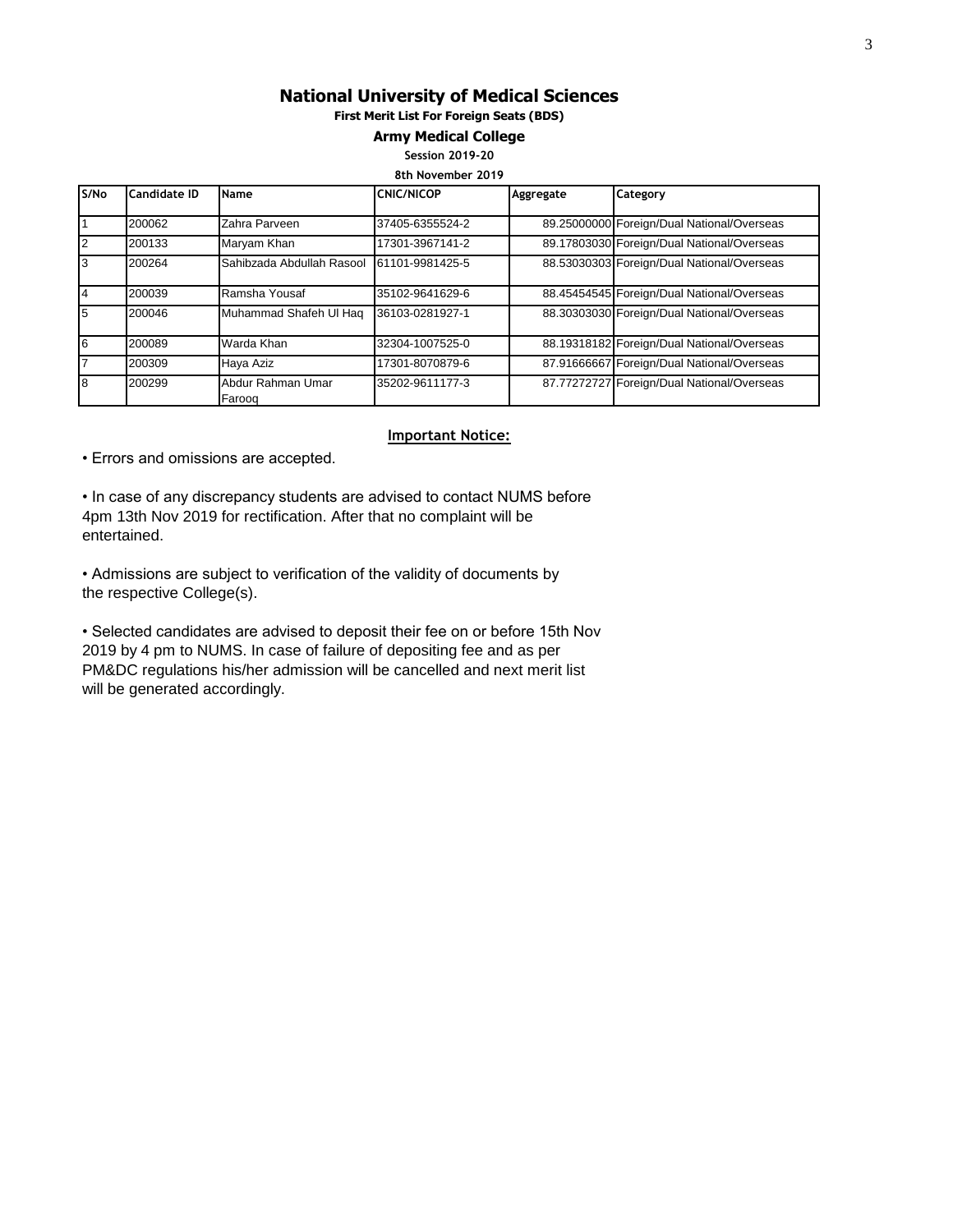# National University of Medical Sciences

**First Merit List For Foreign Seats (BDS)**

**Army Medical College**

**Session 2019-20**

**8th November 2019**

| S/No | Candidate ID | Name | CNIC/NICOP | Aggregate | Category |
|---|---|---|---|---|---|
| 1 | 200062 | Zahra Parveen | 37405-6355524-2 | 89.25000000 | Foreign/Dual National/Overseas |
| 2 | 200133 | Maryam Khan | 17301-3967141-2 | 89.17803030 | Foreign/Dual National/Overseas |
| 3 | 200264 | Sahibzada Abdullah Rasool | 61101-9981425-5 | 88.53030303 | Foreign/Dual National/Overseas |
| 4 | 200039 | Ramsha Yousaf | 35102-9641629-6 | 88.45454545 | Foreign/Dual National/Overseas |
| 5 | 200046 | Muhammad Shafeh Ul Haq | 36103-0281927-1 | 88.30303030 | Foreign/Dual National/Overseas |
| 6 | 200089 | Warda Khan | 32304-1007525-0 | 88.19318182 | Foreign/Dual National/Overseas |
| 7 | 200309 | Haya Aziz | 17301-8070879-6 | 87.91666667 | Foreign/Dual National/Overseas |
| 8 | 200299 | Abdur Rahman Umar Farooq | 35202-9611177-3 | 87.77272727 | Foreign/Dual National/Overseas |

**Important Notice:**

- Errors and omissions are accepted.
- In case of any discrepancy students are advised to contact NUMS before 4pm 13th Nov 2019 for rectification. After that no complaint will be entertained.
- Admissions are subject to verification of the validity of documents by the respective College(s).
- Selected candidates are advised to deposit their fee on or before 15th Nov 2019 by 4 pm to NUMS. In case of failure of depositing fee and as per PM&DC regulations his/her admission will be cancelled and next merit list will be generated accordingly.